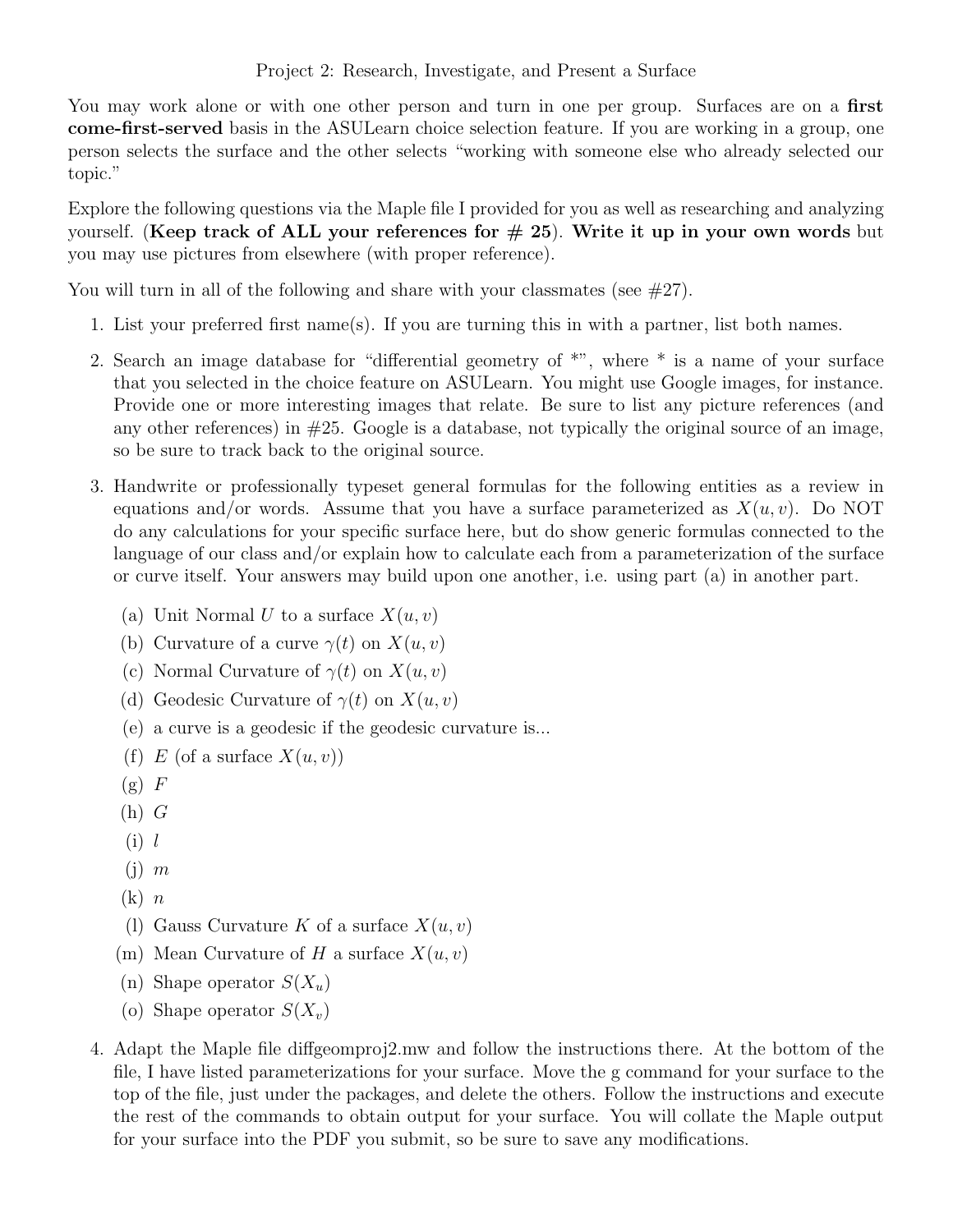# Project 2: Research, Investigate, and Present a Surface

You may work alone or with one other person and turn in one per group. Surfaces are on a **first come-first-served** basis in the ASULearn choice selection feature. If you are working in a group, one person selects the surface and the other selects "working with someone else who already selected our topic."

Explore the following questions via the Maple file I provided for you as well as researching and analyzing yourself. (**Keep track of ALL your references for # 25**). **Write it up in your own words** but you may use pictures from elsewhere (with proper reference).

You will turn in all of the following and share with your classmates (see #27).

1. List your preferred first name(s). If you are turning this in with a partner, list both names.

2. Search an image database for "differential geometry of *", where * is a name of your surface that you selected in the choice feature on ASULearn. You might use Google images, for instance. Provide one or more interesting images that relate. Be sure to list any picture references (and any other references) in #25. Google is a database, not typically the original source of an image, so be sure to track back to the original source.

3. Handwrite or professionally typeset general formulas for the following entities as a review in equations and/or words. Assume that you have a surface parameterized as $X(u,v)$. Do NOT do any calculations for your specific surface here, but do show generic formulas connected to the language of our class and/or explain how to calculate each from a parameterization of the surface or curve itself. Your answers may build upon one another, i.e. using part (a) in another part.

   (a) Unit Normal $U$ to a surface $X(u,v)$
   
   (b) Curvature of a curve $\gamma(t)$ on $X(u,v)$
   
   (c) Normal Curvature of $\gamma(t)$ on $X(u,v)$
   
   (d) Geodesic Curvature of $\gamma(t)$ on $X(u,v)$
   
   (e) a curve is a geodesic if the geodesic curvature is...
   
   (f) $E$ (of a surface $X(u,v)$)
   
   (g) $F$
   
   (h) $G$
   
   (i) $l$
   
   (j) $m$
   
   (k) $n$
   
   (l) Gauss Curvature $K$ of a surface $X(u,v)$
   
   (m) Mean Curvature of $H$ a surface $X(u,v)$
   
   (n) Shape operator $S(X_u)$
   
   (o) Shape operator $S(X_v)$

4. Adapt the Maple file diffgeomproj2.mw and follow the instructions there. At the bottom of the file, I have listed parameterizations for your surface. Move the g command for your surface to the top of the file, just under the packages, and delete the others. Follow the instructions and execute the rest of the commands to obtain output for your surface. You will collate the Maple output for your surface into the PDF you submit, so be sure to save any modifications.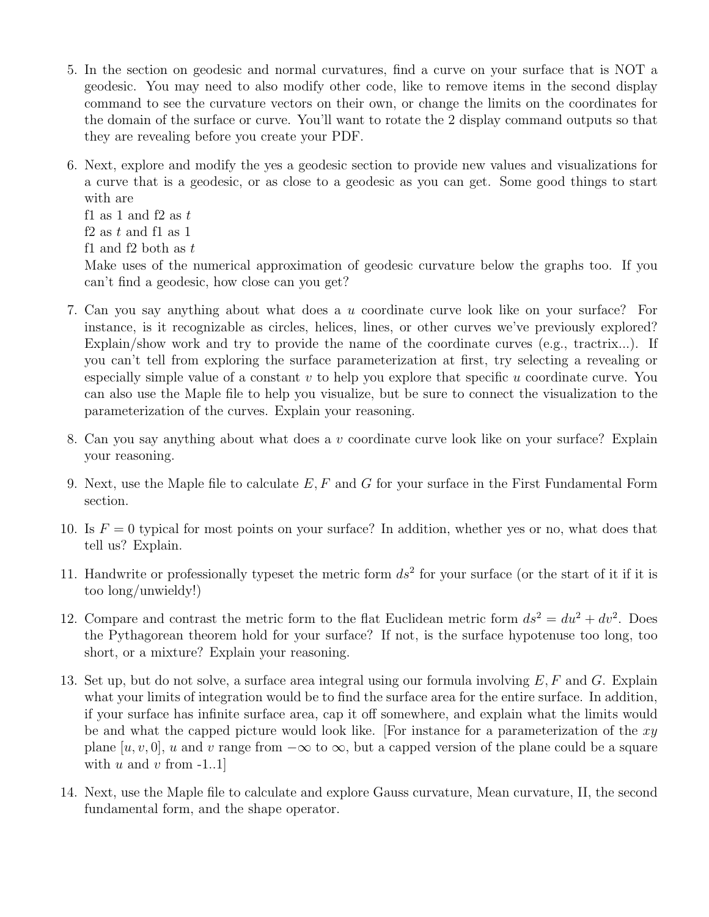5. In the section on geodesic and normal curvatures, find a curve on your surface that is NOT a geodesic. You may need to also modify other code, like to remove items in the second display command to see the curvature vectors on their own, or change the limits on the coordinates for the domain of the surface or curve. You'll want to rotate the 2 display command outputs so that they are revealing before you create your PDF.

6. Next, explore and modify the yes a geodesic section to provide new values and visualizations for a curve that is a geodesic, or as close to a geodesic as you can get. Some good things to start with are
   f1 as 1 and f2 as $t$
   f2 as $t$ and f1 as 1
   f1 and f2 both as $t$
   Make uses of the numerical approximation of geodesic curvature below the graphs too. If you can't find a geodesic, how close can you get?

7. Can you say anything about what does a $u$ coordinate curve look like on your surface? For instance, is it recognizable as circles, helices, lines, or other curves we've previously explored? Explain/show work and try to provide the name of the coordinate curves (e.g., tractrix...). If you can't tell from exploring the surface parameterization at first, try selecting a revealing or especially simple value of a constant $v$ to help you explore that specific $u$ coordinate curve. You can also use the Maple file to help you visualize, but be sure to connect the visualization to the parameterization of the curves. Explain your reasoning.

8. Can you say anything about what does a $v$ coordinate curve look like on your surface? Explain your reasoning.

9. Next, use the Maple file to calculate $E, F$ and $G$ for your surface in the First Fundamental Form section.

10. Is $F = 0$ typical for most points on your surface? In addition, whether yes or no, what does that tell us? Explain.

11. Handwrite or professionally typeset the metric form $ds^2$ for your surface (or the start of it if it is too long/unwieldy!)

12. Compare and contrast the metric form to the flat Euclidean metric form $ds^2 = du^2 + dv^2$. Does the Pythagorean theorem hold for your surface? If not, is the surface hypotenuse too long, too short, or a mixture? Explain your reasoning.

13. Set up, but do not solve, a surface area integral using our formula involving $E, F$ and $G$. Explain what your limits of integration would be to find the surface area for the entire surface. In addition, if your surface has infinite surface area, cap it off somewhere, and explain what the limits would be and what the capped picture would look like. [For instance for a parameterization of the $xy$ plane $[u, v, 0]$, $u$ and $v$ range from $-\infty$ to $\infty$, but a capped version of the plane could be a square with $u$ and $v$ from -1..1]

14. Next, use the Maple file to calculate and explore Gauss curvature, Mean curvature, II, the second fundamental form, and the shape operator.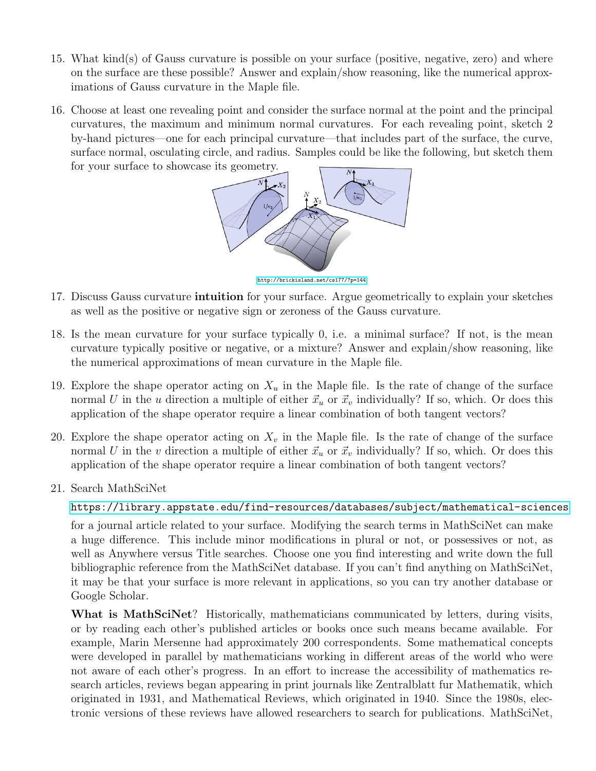15. What kind(s) of Gauss curvature is possible on your surface (positive, negative, zero) and where on the surface are these possible? Answer and explain/show reasoning, like the numerical approximations of Gauss curvature in the Maple file.

16. Choose at least one revealing point and consider the surface normal at the point and the principal curvatures, the maximum and minimum normal curvatures. For each revealing point, sketch 2 by-hand pictures—one for each principal curvature—that includes part of the surface, the curve, surface normal, osculating circle, and radius. Samples could be like the following, but sketch them for your surface to showcase its geometry.

    http://brickisland.net/cs177/?p=144

17. Discuss Gauss curvature **intuition** for your surface. Argue geometrically to explain your sketches as well as the positive or negative sign or zeroness of the Gauss curvature.

18. Is the mean curvature for your surface typically 0, i.e. a minimal surface? If not, is the mean curvature typically positive or negative, or a mixture? Answer and explain/show reasoning, like the numerical approximations of mean curvature in the Maple file.

19. Explore the shape operator acting on $X_u$ in the Maple file. Is the rate of change of the surface normal $U$ in the $u$ direction a multiple of either $\vec{x}_u$ or $\vec{x}_v$ individually? If so, which. Or does this application of the shape operator require a linear combination of both tangent vectors?

20. Explore the shape operator acting on $X_v$ in the Maple file. Is the rate of change of the surface normal $U$ in the $v$ direction a multiple of either $\vec{x}_u$ or $\vec{x}_v$ individually? If so, which. Or does this application of the shape operator require a linear combination of both tangent vectors?

21. Search MathSciNet

    https://library.appstate.edu/find-resources/databases/subject/mathematical-sciences

    for a journal article related to your surface. Modifying the search terms in MathSciNet can make a huge difference. This include minor modifications in plural or not, or possessives or not, as well as Anywhere versus Title searches. Choose one you find interesting and write down the full bibliographic reference from the MathSciNet database. If you can't find anything on MathSciNet, it may be that your surface is more relevant in applications, so you can try another database or Google Scholar.

    **What is MathSciNet**? Historically, mathematicians communicated by letters, during visits, or by reading each other's published articles or books once such means became available. For example, Marin Mersenne had approximately 200 correspondents. Some mathematical concepts were developed in parallel by mathematicians working in different areas of the world who were not aware of each other's progress. In an effort to increase the accessibility of mathematics research articles, reviews began appearing in print journals like Zentralblatt fur Mathematik, which originated in 1931, and Mathematical Reviews, which originated in 1940. Since the 1980s, electronic versions of these reviews have allowed researchers to search for publications. MathSciNet,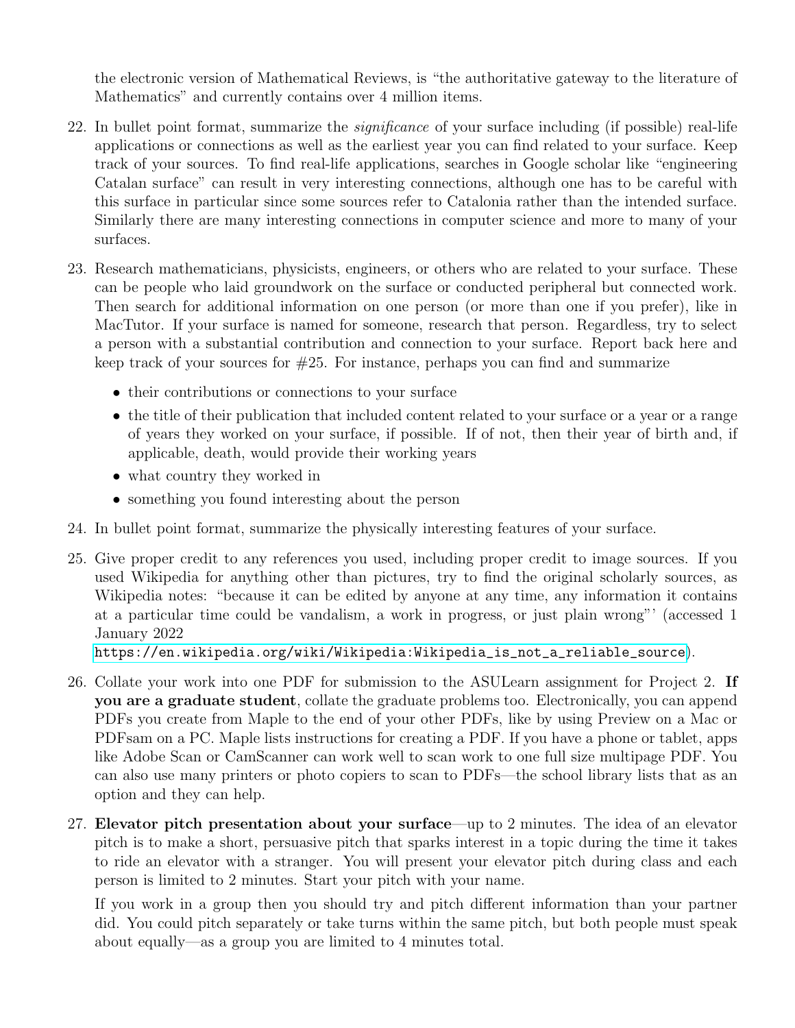the electronic version of Mathematical Reviews, is "the authoritative gateway to the literature of Mathematics" and currently contains over 4 million items.

22. In bullet point format, summarize the *significance* of your surface including (if possible) real-life applications or connections as well as the earliest year you can find related to your surface. Keep track of your sources. To find real-life applications, searches in Google scholar like "engineering Catalan surface" can result in very interesting connections, although one has to be careful with this surface in particular since some sources refer to Catalonia rather than the intended surface. Similarly there are many interesting connections in computer science and more to many of your surfaces.

23. Research mathematicians, physicists, engineers, or others who are related to your surface. These can be people who laid groundwork on the surface or conducted peripheral but connected work. Then search for additional information on one person (or more than one if you prefer), like in MacTutor. If your surface is named for someone, research that person. Regardless, try to select a person with a substantial contribution and connection to your surface. Report back here and keep track of your sources for #25. For instance, perhaps you can find and summarize

    - their contributions or connections to your surface
    - the title of their publication that included content related to your surface or a year or a range of years they worked on your surface, if possible. If of not, then their year of birth and, if applicable, death, would provide their working years
    - what country they worked in
    - something you found interesting about the person

24. In bullet point format, summarize the physically interesting features of your surface.

25. Give proper credit to any references you used, including proper credit to image sources. If you used Wikipedia for anything other than pictures, try to find the original scholarly sources, as Wikipedia notes: "because it can be edited by anyone at any time, any information it contains at a particular time could be vandalism, a work in progress, or just plain wrong"' (accessed 1 January 2022 https://en.wikipedia.org/wiki/Wikipedia:Wikipedia_is_not_a_reliable_source).

26. Collate your work into one PDF for submission to the ASULearn assignment for Project 2. **If you are a graduate student**, collate the graduate problems too. Electronically, you can append PDFs you create from Maple to the end of your other PDFs, like by using Preview on a Mac or PDFsam on a PC. Maple lists instructions for creating a PDF. If you have a phone or tablet, apps like Adobe Scan or CamScanner can work well to scan work to one full size multipage PDF. You can also use many printers or photo copiers to scan to PDFs—the school library lists that as an option and they can help.

27. **Elevator pitch presentation about your surface**—up to 2 minutes. The idea of an elevator pitch is to make a short, persuasive pitch that sparks interest in a topic during the time it takes to ride an elevator with a stranger. You will present your elevator pitch during class and each person is limited to 2 minutes. Start your pitch with your name.

    If you work in a group then you should try and pitch different information than your partner did. You could pitch separately or take turns within the same pitch, but both people must speak about equally—as a group you are limited to 4 minutes total.